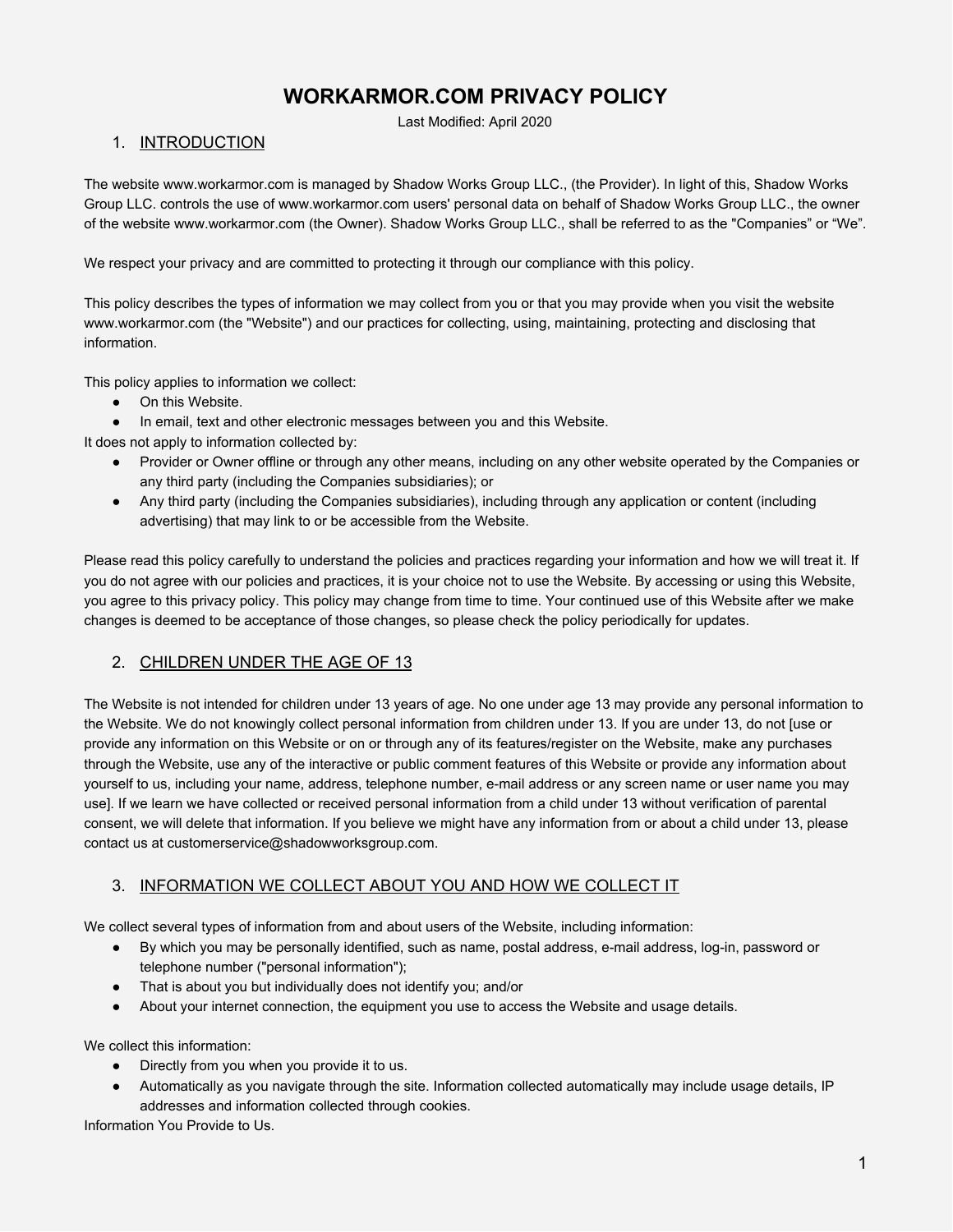# WORKARMOR.COM PRIVACY POLICY

Last Modified: April 2020

## 1. INTRODUCTION

The website www.workarmor.com is managed by Shadow Works Group LLC., (the Provider). In light of this, Shadow Works Group LLC. controls the use of www.workarmor.com users' personal data on behalf of Shadow Works Group LLC., the owner of the website www.workarmor.com (the Owner). Shadow Works Group LLC., shall be referred to as the "Companies" or "We".

We respect your privacy and are committed to protecting it through our compliance with this policy.

This policy describes the types of information we may collect from you or that you may provide when you visit the website www.workarmor.com (the "Website") and our practices for collecting, using, maintaining, protecting and disclosing that information.

This policy applies to information we collect:

- On this Website.
- In email, text and other electronic messages between you and this Website.

It does not apply to information collected by:

- Provider or Owner offline or through any other means, including on any other website operated by the Companies or any third party (including the Companies subsidiaries); or
- Any third party (including the Companies subsidiaries), including through any application or content (including advertising) that may link to or be accessible from the Website.

Please read this policy carefully to understand the policies and practices regarding your information and how we will treat it. If you do not agree with our policies and practices, it is your choice not to use the Website. By accessing or using this Website, you agree to this privacy policy. This policy may change from time to time. Your continued use of this Website after we make changes is deemed to be acceptance of those changes, so please check the policy periodically for updates.

## 2. CHILDREN UNDER THE AGE OF 13

The Website is not intended for children under 13 years of age. No one under age 13 may provide any personal information to the Website. We do not knowingly collect personal information from children under 13. If you are under 13, do not [use or provide any information on this Website or on or through any of its features/register on the Website, make any purchases through the Website, use any of the interactive or public comment features of this Website or provide any information about yourself to us, including your name, address, telephone number, e-mail address or any screen name or user name you may use]. If we learn we have collected or received personal information from a child under 13 without verification of parental consent, we will delete that information. If you believe we might have any information from or about a child under 13, please contact us at customerservice@shadowworksgroup.com.

## 3. INFORMATION WE COLLECT ABOUT YOU AND HOW WE COLLECT IT

We collect several types of information from and about users of the Website, including information:

- By which you may be personally identified, such as name, postal address, e-mail address, log-in, password or telephone number ("personal information");
- That is about you but individually does not identify you; and/or
- About your internet connection, the equipment you use to access the Website and usage details.

We collect this information:

- Directly from you when you provide it to us.
- Automatically as you navigate through the site. Information collected automatically may include usage details, IP addresses and information collected through cookies.

Information You Provide to Us.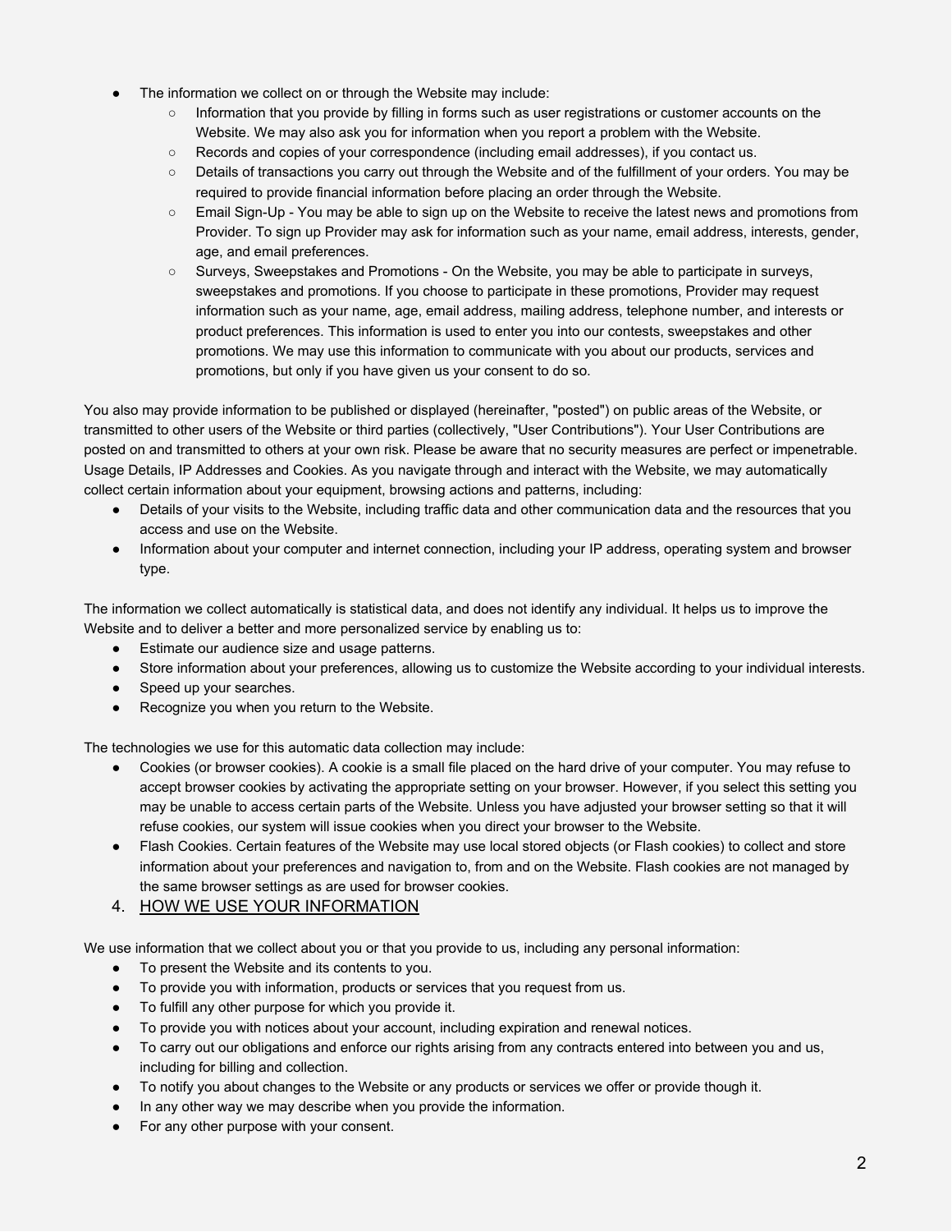- The information we collect on or through the Website may include:
  - Information that you provide by filling in forms such as user registrations or customer accounts on the Website. We may also ask you for information when you report a problem with the Website.
  - Records and copies of your correspondence (including email addresses), if you contact us.
  - Details of transactions you carry out through the Website and of the fulfillment of your orders. You may be required to provide financial information before placing an order through the Website.
  - Email Sign-Up - You may be able to sign up on the Website to receive the latest news and promotions from Provider. To sign up Provider may ask for information such as your name, email address, interests, gender, age, and email preferences.
  - Surveys, Sweepstakes and Promotions - On the Website, you may be able to participate in surveys, sweepstakes and promotions. If you choose to participate in these promotions, Provider may request information such as your name, age, email address, mailing address, telephone number, and interests or product preferences. This information is used to enter you into our contests, sweepstakes and other promotions. We may use this information to communicate with you about our products, services and promotions, but only if you have given us your consent to do so.

You also may provide information to be published or displayed (hereinafter, "posted") on public areas of the Website, or transmitted to other users of the Website or third parties (collectively, "User Contributions"). Your User Contributions are posted on and transmitted to others at your own risk. Please be aware that no security measures are perfect or impenetrable. Usage Details, IP Addresses and Cookies. As you navigate through and interact with the Website, we may automatically collect certain information about your equipment, browsing actions and patterns, including:

- Details of your visits to the Website, including traffic data and other communication data and the resources that you access and use on the Website.
- Information about your computer and internet connection, including your IP address, operating system and browser type.

The information we collect automatically is statistical data, and does not identify any individual. It helps us to improve the Website and to deliver a better and more personalized service by enabling us to:

- Estimate our audience size and usage patterns.
- Store information about your preferences, allowing us to customize the Website according to your individual interests.
- Speed up your searches.
- Recognize you when you return to the Website.

The technologies we use for this automatic data collection may include:

- Cookies (or browser cookies). A cookie is a small file placed on the hard drive of your computer. You may refuse to accept browser cookies by activating the appropriate setting on your browser. However, if you select this setting you may be unable to access certain parts of the Website. Unless you have adjusted your browser setting so that it will refuse cookies, our system will issue cookies when you direct your browser to the Website.
- Flash Cookies. Certain features of the Website may use local stored objects (or Flash cookies) to collect and store information about your preferences and navigation to, from and on the Website. Flash cookies are not managed by the same browser settings as are used for browser cookies.

## 4. HOW WE USE YOUR INFORMATION

We use information that we collect about you or that you provide to us, including any personal information:

- To present the Website and its contents to you.
- To provide you with information, products or services that you request from us.
- To fulfill any other purpose for which you provide it.
- To provide you with notices about your account, including expiration and renewal notices.
- To carry out our obligations and enforce our rights arising from any contracts entered into between you and us, including for billing and collection.
- To notify you about changes to the Website or any products or services we offer or provide though it.
- In any other way we may describe when you provide the information.
- For any other purpose with your consent.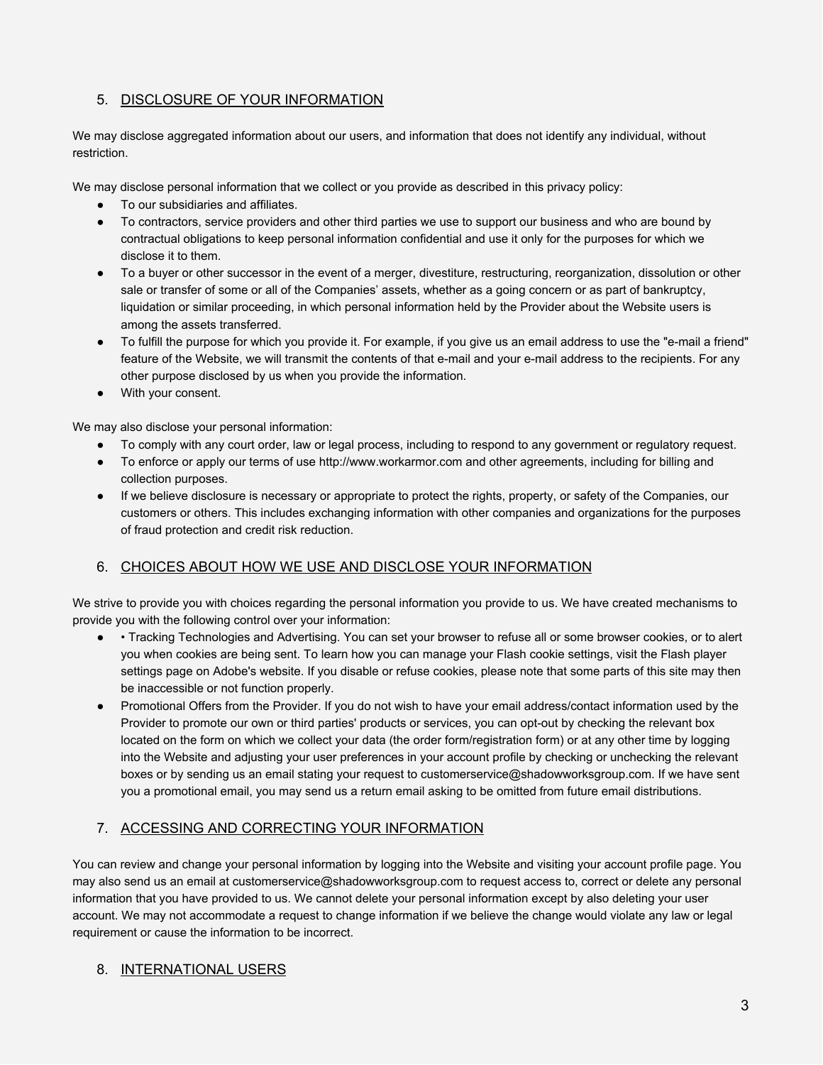## 5. DISCLOSURE OF YOUR INFORMATION

We may disclose aggregated information about our users, and information that does not identify any individual, without restriction.

We may disclose personal information that we collect or you provide as described in this privacy policy:

- To our subsidiaries and affiliates.
- To contractors, service providers and other third parties we use to support our business and who are bound by contractual obligations to keep personal information confidential and use it only for the purposes for which we disclose it to them.
- To a buyer or other successor in the event of a merger, divestiture, restructuring, reorganization, dissolution or other sale or transfer of some or all of the Companies' assets, whether as a going concern or as part of bankruptcy, liquidation or similar proceeding, in which personal information held by the Provider about the Website users is among the assets transferred.
- To fulfill the purpose for which you provide it. For example, if you give us an email address to use the "e-mail a friend" feature of the Website, we will transmit the contents of that e-mail and your e-mail address to the recipients. For any other purpose disclosed by us when you provide the information.
- With your consent.

We may also disclose your personal information:

- To comply with any court order, law or legal process, including to respond to any government or regulatory request.
- To enforce or apply our terms of use http://www.workarmor.com and other agreements, including for billing and collection purposes.
- If we believe disclosure is necessary or appropriate to protect the rights, property, or safety of the Companies, our customers or others. This includes exchanging information with other companies and organizations for the purposes of fraud protection and credit risk reduction.

## 6. CHOICES ABOUT HOW WE USE AND DISCLOSE YOUR INFORMATION

We strive to provide you with choices regarding the personal information you provide to us. We have created mechanisms to provide you with the following control over your information:

- • Tracking Technologies and Advertising. You can set your browser to refuse all or some browser cookies, or to alert you when cookies are being sent. To learn how you can manage your Flash cookie settings, visit the Flash player settings page on Adobe's website. If you disable or refuse cookies, please note that some parts of this site may then be inaccessible or not function properly.
- Promotional Offers from the Provider. If you do not wish to have your email address/contact information used by the Provider to promote our own or third parties' products or services, you can opt-out by checking the relevant box located on the form on which we collect your data (the order form/registration form) or at any other time by logging into the Website and adjusting your user preferences in your account profile by checking or unchecking the relevant boxes or by sending us an email stating your request to customerservice@shadowworksgroup.com. If we have sent you a promotional email, you may send us a return email asking to be omitted from future email distributions.

## 7. ACCESSING AND CORRECTING YOUR INFORMATION

You can review and change your personal information by logging into the Website and visiting your account profile page. You may also send us an email at customerservice@shadowworksgroup.com to request access to, correct or delete any personal information that you have provided to us. We cannot delete your personal information except by also deleting your user account. We may not accommodate a request to change information if we believe the change would violate any law or legal requirement or cause the information to be incorrect.

## 8. INTERNATIONAL USERS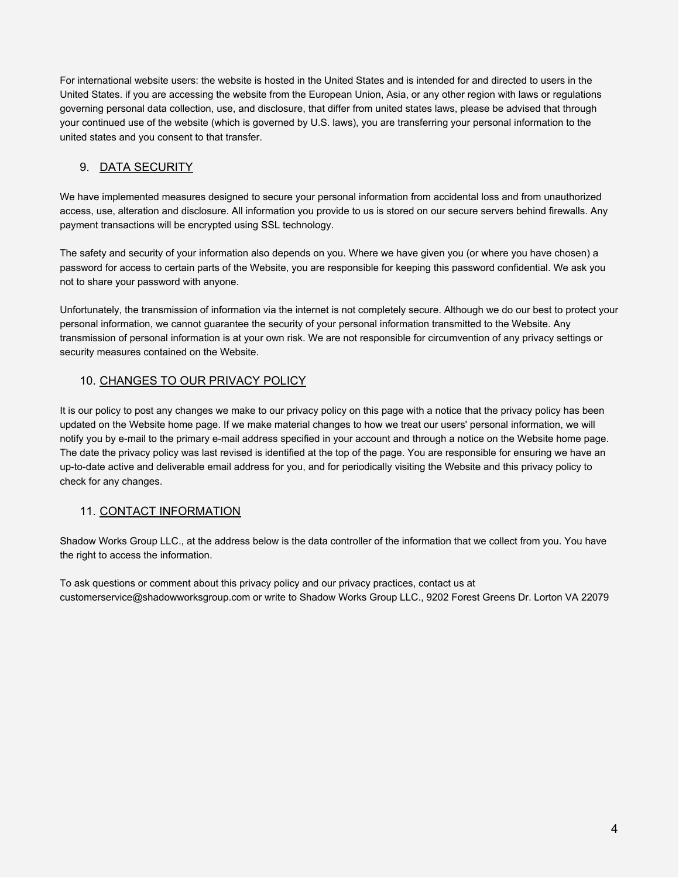For international website users: the website is hosted in the United States and is intended for and directed to users in the United States. if you are accessing the website from the European Union, Asia, or any other region with laws or regulations governing personal data collection, use, and disclosure, that differ from united states laws, please be advised that through your continued use of the website (which is governed by U.S. laws), you are transferring your personal information to the united states and you consent to that transfer.

## 9. DATA SECURITY

We have implemented measures designed to secure your personal information from accidental loss and from unauthorized access, use, alteration and disclosure. All information you provide to us is stored on our secure servers behind firewalls. Any payment transactions will be encrypted using SSL technology.

The safety and security of your information also depends on you. Where we have given you (or where you have chosen) a password for access to certain parts of the Website, you are responsible for keeping this password confidential. We ask you not to share your password with anyone.

Unfortunately, the transmission of information via the internet is not completely secure. Although we do our best to protect your personal information, we cannot guarantee the security of your personal information transmitted to the Website. Any transmission of personal information is at your own risk. We are not responsible for circumvention of any privacy settings or security measures contained on the Website.

## 10. CHANGES TO OUR PRIVACY POLICY

It is our policy to post any changes we make to our privacy policy on this page with a notice that the privacy policy has been updated on the Website home page. If we make material changes to how we treat our users' personal information, we will notify you by e-mail to the primary e-mail address specified in your account and through a notice on the Website home page. The date the privacy policy was last revised is identified at the top of the page. You are responsible for ensuring we have an up-to-date active and deliverable email address for you, and for periodically visiting the Website and this privacy policy to check for any changes.

## 11. CONTACT INFORMATION

Shadow Works Group LLC., at the address below is the data controller of the information that we collect from you. You have the right to access the information.

To ask questions or comment about this privacy policy and our privacy practices, contact us at customerservice@shadowworksgroup.com or write to Shadow Works Group LLC., 9202 Forest Greens Dr. Lorton VA 22079